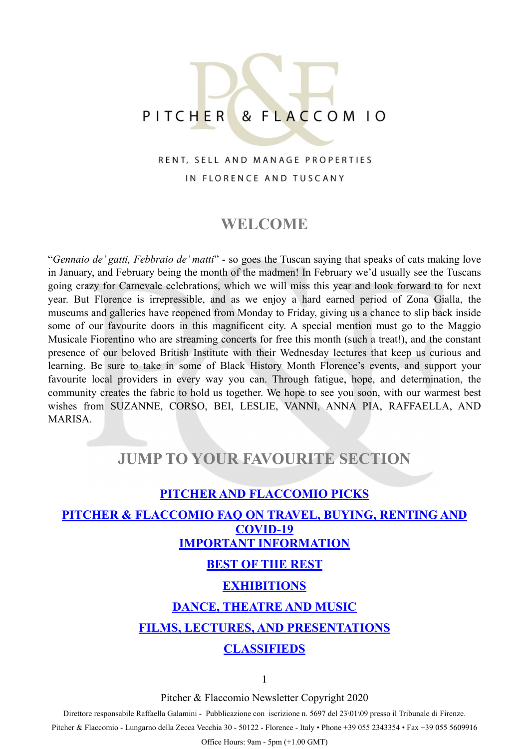PITCHER & FLACCOMIO

RENT, SELL AND MANAGE PROPERTIES

IN FLORENCE AND TUSCANY

## WELCOME

"*Gennaio de' gatti, Febbraio de' matti*" - so goes the Tuscan saying that speaks of cats making love in January, and February being the month of the madmen! In February we'd usually see the Tuscans going crazy for Carnevale celebrations, which we will miss this year and look forward to for next year. But Florence is irrepressible, and as we enjoy a hard earned period of Zona Gialla, the museums and galleries have reopened from Monday to Friday, giving us a chance to slip back inside some of our favourite doors in this magnificent city. A special mention must go to the Maggio Musicale Fiorentino who are streaming concerts for free this month (such a treat!), and the constant presence of our beloved British Institute with their Wednesday lectures that keep us curious and learning. Be sure to take in some of Black History Month Florence's events, and support your favourite local providers in every way you can. Through fatigue, hope, and determination, the community creates the fabric to hold us together. We hope to see you soon, with our warmest best wishes from SUZANNE, CORSO, BEI, LESLIE, VANNI, ANNA PIA, RAFFAELLA, AND MARISA.

## JUMP TO YOUR FAVOURITE SECTION

**PITCHER AND FLACCOMIO PICKS**

**PITCHER & FLACCOMIO FAQ ON TRAVEL, BUYING, RENTING AND COVID-19**

**IMPORTANT INFORMATION**

**BEST OF THE REST**

**EXHIBITIONS**

**DANCE, THEATRE AND MUSIC**

**FILMS, LECTURES, AND PRESENTATIONS**

**CLASSIFIEDS**

Pitcher & Flaccomio Newsletter Copyright 2020

Direttore responsabile Raffaella Galamini - Pubblicazione con iscrizione n. 5697 del 23\01\09 presso il Tribunale di Firenze.

Pitcher & Flaccomio - Lungarno della Zecca Vecchia 30 - 50122 - Florence - Italy • Phone +39 055 2343354 • Fax +39 055 5609916

Office Hours: 9am - 5pm (+1.00 GMT)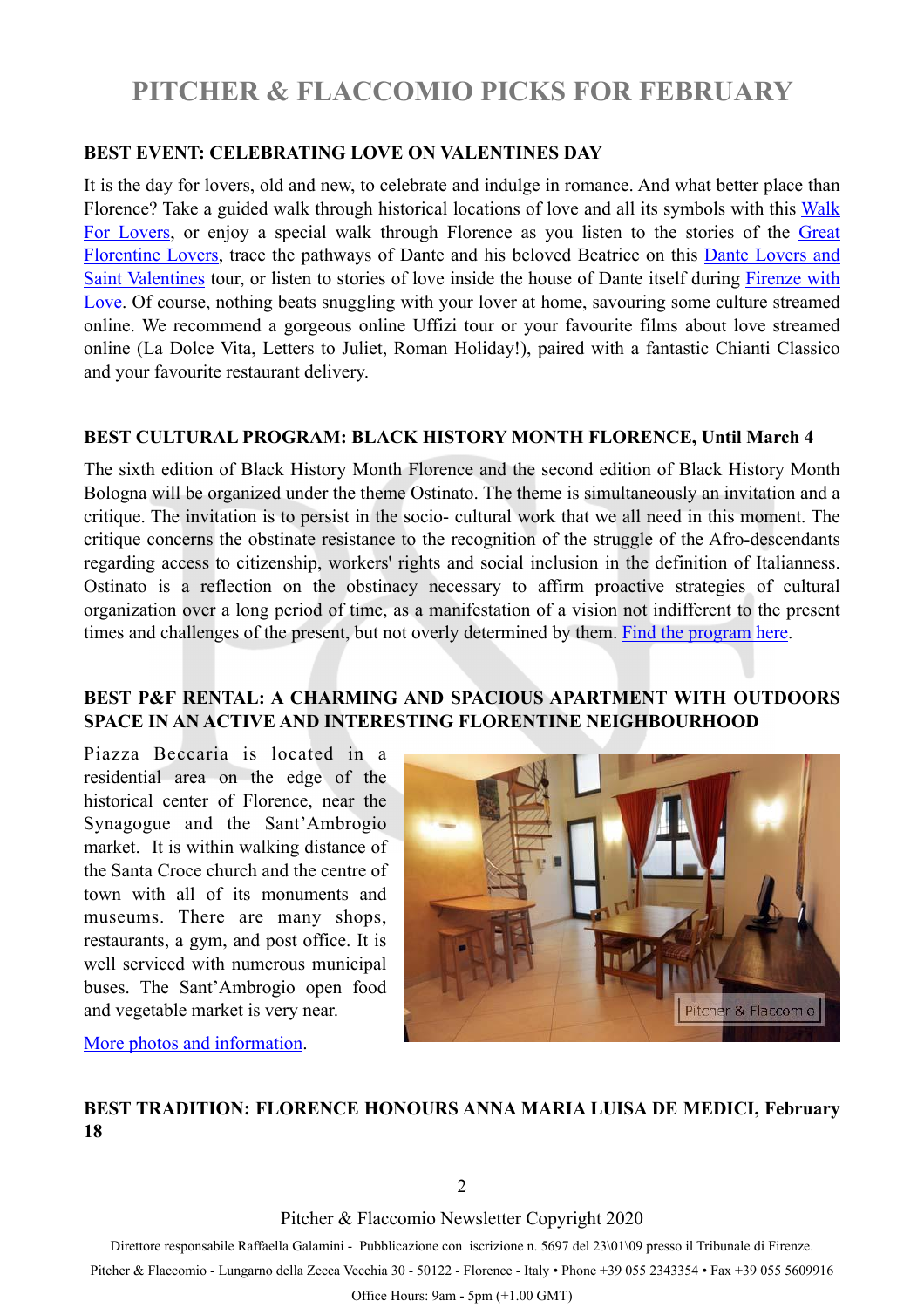# PITCHER & FLACCOMIO PICKS FOR FEBRUARY

**BEST EVENT: CELEBRATING LOVE ON VALENTINES DAY**

It is the day for lovers, old and new, to celebrate and indulge in romance. And what better place than Florence? Take a guided walk through historical locations of love and all its symbols with this Walk For Lovers, or enjoy a special walk through Florence as you listen to the stories of the Great Florentine Lovers, trace the pathways of Dante and his beloved Beatrice on this Dante Lovers and Saint Valentines tour, or listen to stories of love inside the house of Dante itself during Firenze with Love. Of course, nothing beats snuggling with your lover at home, savouring some culture streamed online. We recommend a gorgeous online Uffizi tour or your favourite films about love streamed online (La Dolce Vita, Letters to Juliet, Roman Holiday!), paired with a fantastic Chianti Classico and your favourite restaurant delivery.

**BEST CULTURAL PROGRAM: BLACK HISTORY MONTH FLORENCE, Until March 4**

The sixth edition of Black History Month Florence and the second edition of Black History Month Bologna will be organized under the theme Ostinato. The theme is simultaneously an invitation and a critique. The invitation is to persist in the socio- cultural work that we all need in this moment. The critique concerns the obstinate resistance to the recognition of the struggle of the Afro-descendants regarding access to citizenship, workers' rights and social inclusion in the definition of Italianness. Ostinato is a reflection on the obstinacy necessary to affirm proactive strategies of cultural organization over a long period of time, as a manifestation of a vision not indifferent to the present times and challenges of the present, but not overly determined by them. Find the program here.

**BEST P&F RENTAL: A CHARMING AND SPACIOUS APARTMENT WITH OUTDOORS SPACE IN AN ACTIVE AND INTERESTING FLORENTINE NEIGHBOURHOOD**

Piazza Beccaria is located in a residential area on the edge of the historical center of Florence, near the Synagogue and the Sant'Ambrogio market. It is within walking distance of the Santa Croce church and the centre of town with all of its monuments and museums. There are many shops, restaurants, a gym, and post office. It is well serviced with numerous municipal buses. The Sant'Ambrogio open food and vegetable market is very near.

More photos and information.

**BEST TRADITION: FLORENCE HONOURS ANNA MARIA LUISA DE MEDICI, February 18**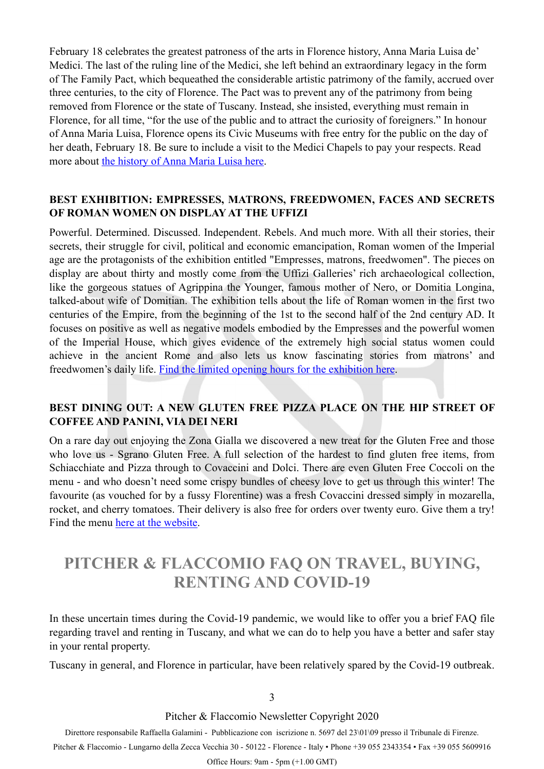February 18 celebrates the greatest patroness of the arts in Florence history, Anna Maria Luisa de' Medici. The last of the ruling line of the Medici, she left behind an extraordinary legacy in the form of The Family Pact, which bequeathed the considerable artistic patrimony of the family, accrued over three centuries, to the city of Florence. The Pact was to prevent any of the patrimony from being removed from Florence or the state of Tuscany. Instead, she insisted, everything must remain in Florence, for all time, "for the use of the public and to attract the curiosity of foreigners." In honour of Anna Maria Luisa, Florence opens its Civic Museums with free entry for the public on the day of her death, February 18. Be sure to include a visit to the Medici Chapels to pay your respects. Read more about the history of Anna Maria Luisa here.

### BEST EXHIBITION: EMPRESSES, MATRONS, FREEDWOMEN, FACES AND SECRETS OF ROMAN WOMEN ON DISPLAY AT THE UFFIZI

Powerful. Determined. Discussed. Independent. Rebels. And much more. With all their stories, their secrets, their struggle for civil, political and economic emancipation, Roman women of the Imperial age are the protagonists of the exhibition entitled "Empresses, matrons, freedwomen". The pieces on display are about thirty and mostly come from the Uffizi Galleries' rich archaeological collection, like the gorgeous statues of Agrippina the Younger, famous mother of Nero, or Domitia Longina, talked-about wife of Domitian. The exhibition tells about the life of Roman women in the first two centuries of the Empire, from the beginning of the 1st to the second half of the 2nd century AD. It focuses on positive as well as negative models embodied by the Empresses and the powerful women of the Imperial House, which gives evidence of the extremely high social status women could achieve in the ancient Rome and also lets us know fascinating stories from matrons' and freedwomen's daily life. Find the limited opening hours for the exhibition here.

### BEST DINING OUT: A NEW GLUTEN FREE PIZZA PLACE ON THE HIP STREET OF COFFEE AND PANINI, VIA DEI NERI

On a rare day out enjoying the Zona Gialla we discovered a new treat for the Gluten Free and those who love us - Sgrano Gluten Free. A full selection of the hardest to find gluten free items, from Schiacchiate and Pizza through to Covaccini and Dolci. There are even Gluten Free Coccoli on the menu - and who doesn't need some crispy bundles of cheesy love to get us through this winter! The favourite (as vouched for by a fussy Florentine) was a fresh Covaccini dressed simply in mozarella, rocket, and cherry tomatoes. Their delivery is also free for orders over twenty euro. Give them a try! Find the menu here at the website.

## PITCHER & FLACCOMIO FAQ ON TRAVEL, BUYING, RENTING AND COVID-19

In these uncertain times during the Covid-19 pandemic, we would like to offer you a brief FAQ file regarding travel and renting in Tuscany, and what we can do to help you have a better and safer stay in your rental property.

Tuscany in general, and Florence in particular, have been relatively spared by the Covid-19 outbreak.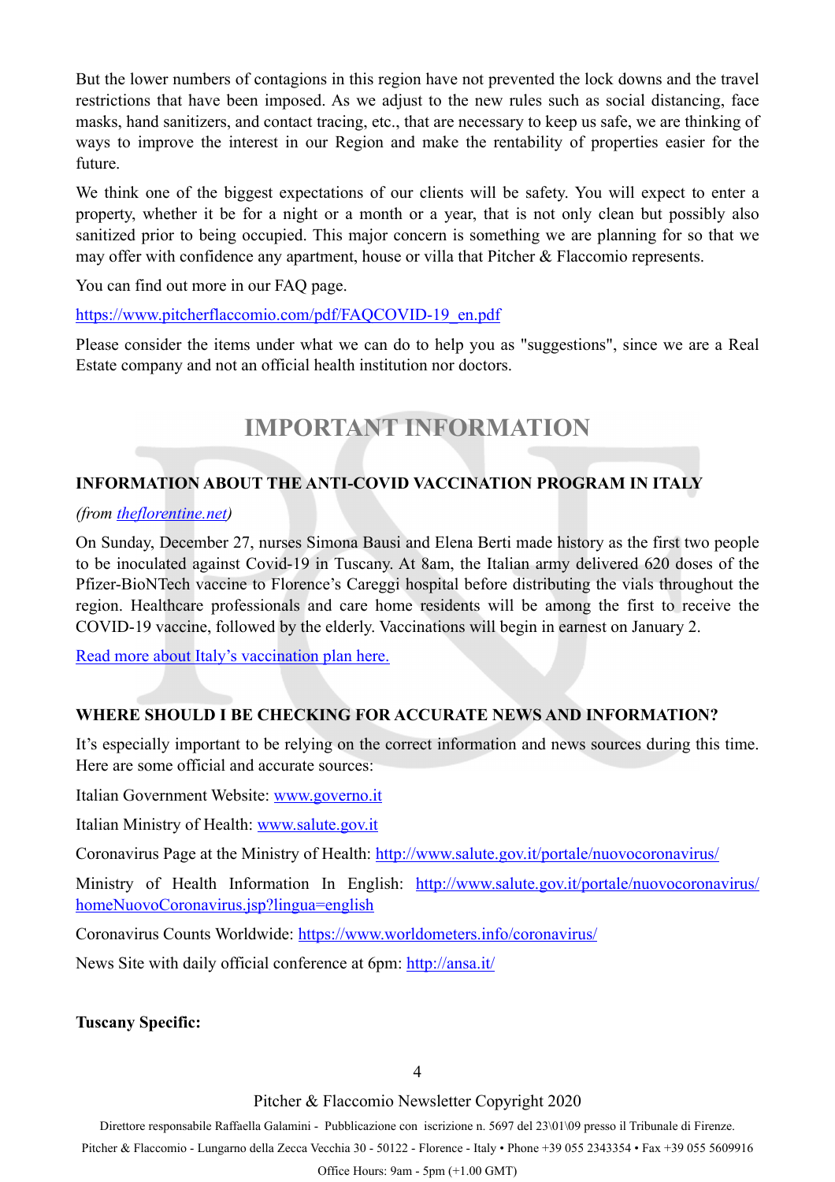But the lower numbers of contagions in this region have not prevented the lock downs and the travel restrictions that have been imposed. As we adjust to the new rules such as social distancing, face masks, hand sanitizers, and contact tracing, etc., that are necessary to keep us safe, we are thinking of ways to improve the interest in our Region and make the rentability of properties easier for the future.

We think one of the biggest expectations of our clients will be safety. You will expect to enter a property, whether it be for a night or a month or a year, that is not only clean but possibly also sanitized prior to being occupied. This major concern is something we are planning for so that we may offer with confidence any apartment, house or villa that Pitcher & Flaccomio represents.

You can find out more in our FAQ page.

https://www.pitcherflaccomio.com/pdf/FAQCOVID-19_en.pdf

Please consider the items under what we can do to help you as "suggestions", since we are a Real Estate company and not an official health institution nor doctors.

## IMPORTANT INFORMATION

### INFORMATION ABOUT THE ANTI-COVID VACCINATION PROGRAM IN ITALY

*(from theflorentine.net)*

On Sunday, December 27, nurses Simona Bausi and Elena Berti made history as the first two people to be inoculated against Covid-19 in Tuscany. At 8am, the Italian army delivered 620 doses of the Pfizer-BioNTech vaccine to Florence's Careggi hospital before distributing the vials throughout the region. Healthcare professionals and care home residents will be among the first to receive the COVID-19 vaccine, followed by the elderly. Vaccinations will begin in earnest on January 2.

Read more about Italy's vaccination plan here.

### WHERE SHOULD I BE CHECKING FOR ACCURATE NEWS AND INFORMATION?

It's especially important to be relying on the correct information and news sources during this time. Here are some official and accurate sources:

Italian Government Website: www.governo.it

Italian Ministry of Health: www.salute.gov.it

Coronavirus Page at the Ministry of Health: http://www.salute.gov.it/portale/nuovocoronavirus/

Ministry of Health Information In English: http://www.salute.gov.it/portale/nuovocoronavirus/homeNuovoCoronavirus.jsp?lingua=english

Coronavirus Counts Worldwide: https://www.worldometers.info/coronavirus/

News Site with daily official conference at 6pm: http://ansa.it/

**Tuscany Specific:**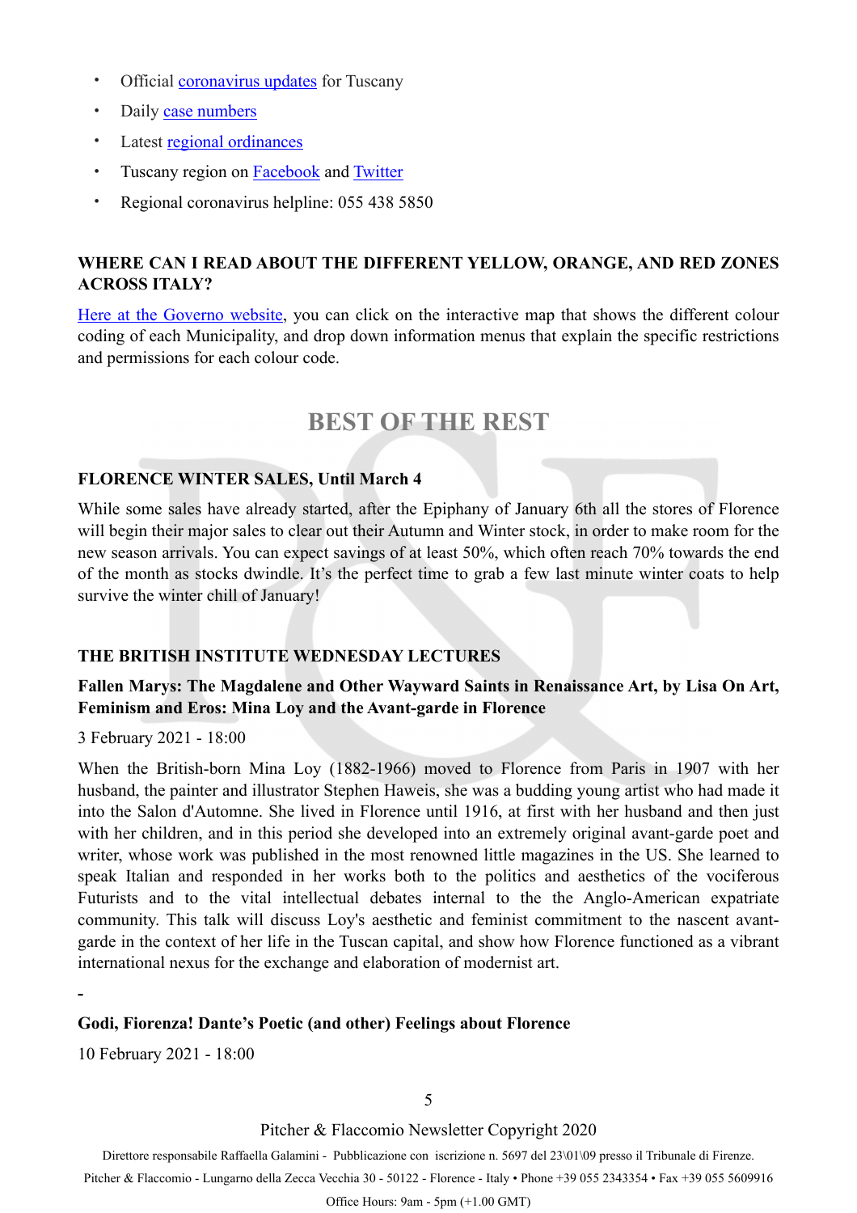- Official coronavirus updates for Tuscany
- Daily case numbers
- Latest regional ordinances
- Tuscany region on Facebook and Twitter
- Regional coronavirus helpline: 055 438 5850

**WHERE CAN I READ ABOUT THE DIFFERENT YELLOW, ORANGE, AND RED ZONES ACROSS ITALY?**

Here at the Governo website, you can click on the interactive map that shows the different colour coding of each Municipality, and drop down information menus that explain the specific restrictions and permissions for each colour code.

## BEST OF THE REST

**FLORENCE WINTER SALES, Until March 4**

While some sales have already started, after the Epiphany of January 6th all the stores of Florence will begin their major sales to clear out their Autumn and Winter stock, in order to make room for the new season arrivals. You can expect savings of at least 50%, which often reach 70% towards the end of the month as stocks dwindle. It's the perfect time to grab a few last minute winter coats to help survive the winter chill of January!

**THE BRITISH INSTITUTE WEDNESDAY LECTURES**

**Fallen Marys: The Magdalene and Other Wayward Saints in Renaissance Art, by Lisa On Art, Feminism and Eros: Mina Loy and the Avant-garde in Florence**

3 February 2021 - 18:00

When the British-born Mina Loy (1882-1966) moved to Florence from Paris in 1907 with her husband, the painter and illustrator Stephen Haweis, she was a budding young artist who had made it into the Salon d'Automne. She lived in Florence until 1916, at first with her husband and then just with her children, and in this period she developed into an extremely original avant-garde poet and writer, whose work was published in the most renowned little magazines in the US. She learned to speak Italian and responded in her works both to the politics and aesthetics of the vociferous Futurists and to the vital intellectual debates internal to the the Anglo-American expatriate community. This talk will discuss Loy's aesthetic and feminist commitment to the nascent avant-garde in the context of her life in the Tuscan capital, and show how Florence functioned as a vibrant international nexus for the exchange and elaboration of modernist art.

-

**Godi, Fiorenza! Dante's Poetic (and other) Feelings about Florence**

10 February 2021 - 18:00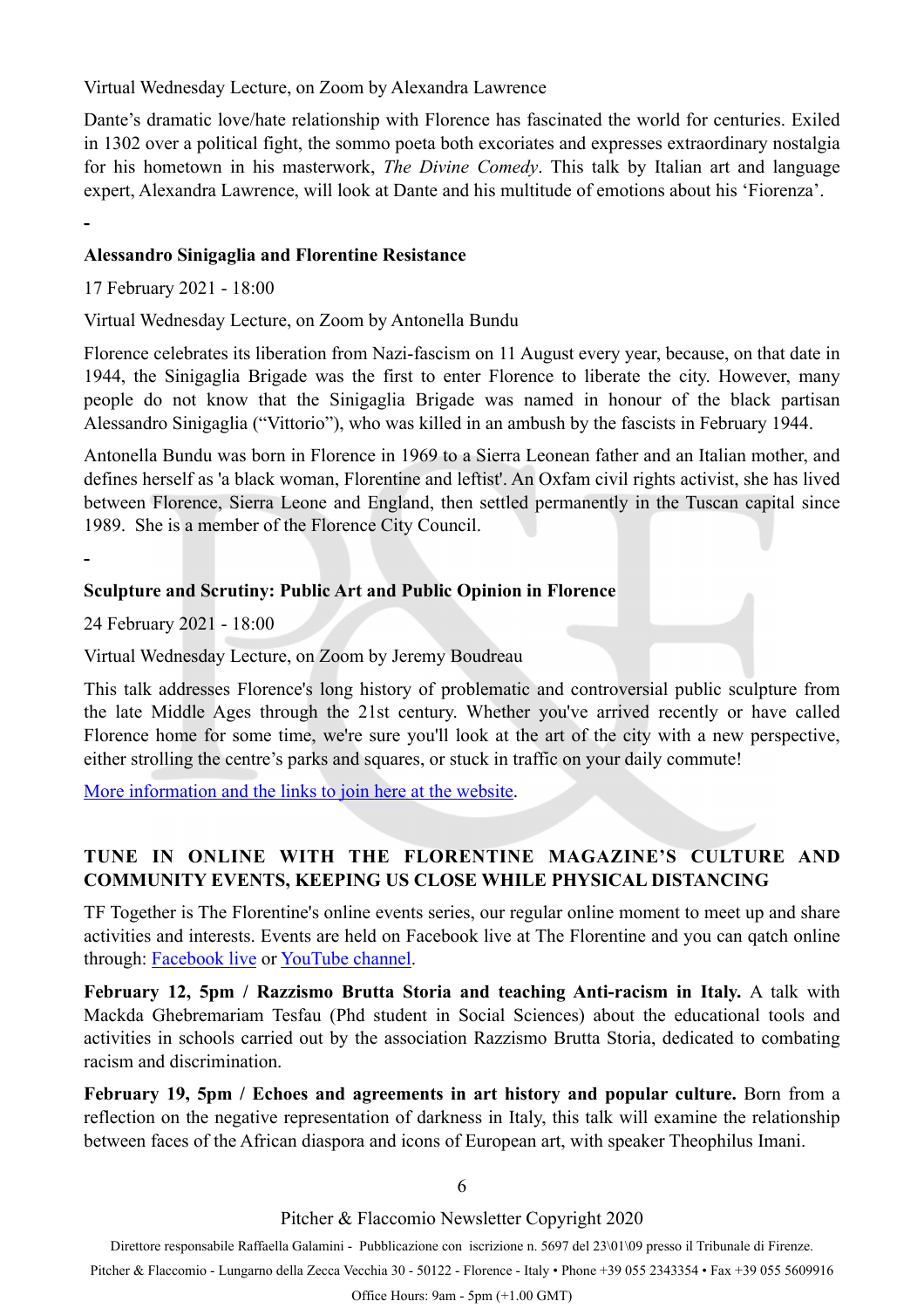Virtual Wednesday Lecture, on Zoom by Alexandra Lawrence

Dante's dramatic love/hate relationship with Florence has fascinated the world for centuries. Exiled in 1302 over a political fight, the sommo poeta both excoriates and expresses extraordinary nostalgia for his hometown in his masterwork, *The Divine Comedy*. This talk by Italian art and language expert, Alexandra Lawrence, will look at Dante and his multitude of emotions about his 'Fiorenza'.

-

**Alessandro Sinigaglia and Florentine Resistance**

17 February 2021 - 18:00

Virtual Wednesday Lecture, on Zoom by Antonella Bundu

Florence celebrates its liberation from Nazi-fascism on 11 August every year, because, on that date in 1944, the Sinigaglia Brigade was the first to enter Florence to liberate the city. However, many people do not know that the Sinigaglia Brigade was named in honour of the black partisan Alessandro Sinigaglia ("Vittorio"), who was killed in an ambush by the fascists in February 1944.

Antonella Bundu was born in Florence in 1969 to a Sierra Leonean father and an Italian mother, and defines herself as 'a black woman, Florentine and leftist'. An Oxfam civil rights activist, she has lived between Florence, Sierra Leone and England, then settled permanently in the Tuscan capital since 1989. She is a member of the Florence City Council.

-

**Sculpture and Scrutiny: Public Art and Public Opinion in Florence**

24 February 2021 - 18:00

Virtual Wednesday Lecture, on Zoom by Jeremy Boudreau

This talk addresses Florence's long history of problematic and controversial public sculpture from the late Middle Ages through the 21st century. Whether you've arrived recently or have called Florence home for some time, we're sure you'll look at the art of the city with a new perspective, either strolling the centre's parks and squares, or stuck in traffic on your daily commute!

More information and the links to join here at the website.

**TUNE IN ONLINE WITH THE FLORENTINE MAGAZINE'S CULTURE AND COMMUNITY EVENTS, KEEPING US CLOSE WHILE PHYSICAL DISTANCING**

TF Together is The Florentine's online events series, our regular online moment to meet up and share activities and interests. Events are held on Facebook live at The Florentine and you can qatch online through: Facebook live or YouTube channel.

**February 12, 5pm / Razzismo Brutta Storia and teaching Anti-racism in Italy.** A talk with Mackda Ghebremariam Tesfau (Phd student in Social Sciences) about the educational tools and activities in schools carried out by the association Razzismo Brutta Storia, dedicated to combating racism and discrimination.

**February 19, 5pm / Echoes and agreements in art history and popular culture.** Born from a reflection on the negative representation of darkness in Italy, this talk will examine the relationship between faces of the African diaspora and icons of European art, with speaker Theophilus Imani.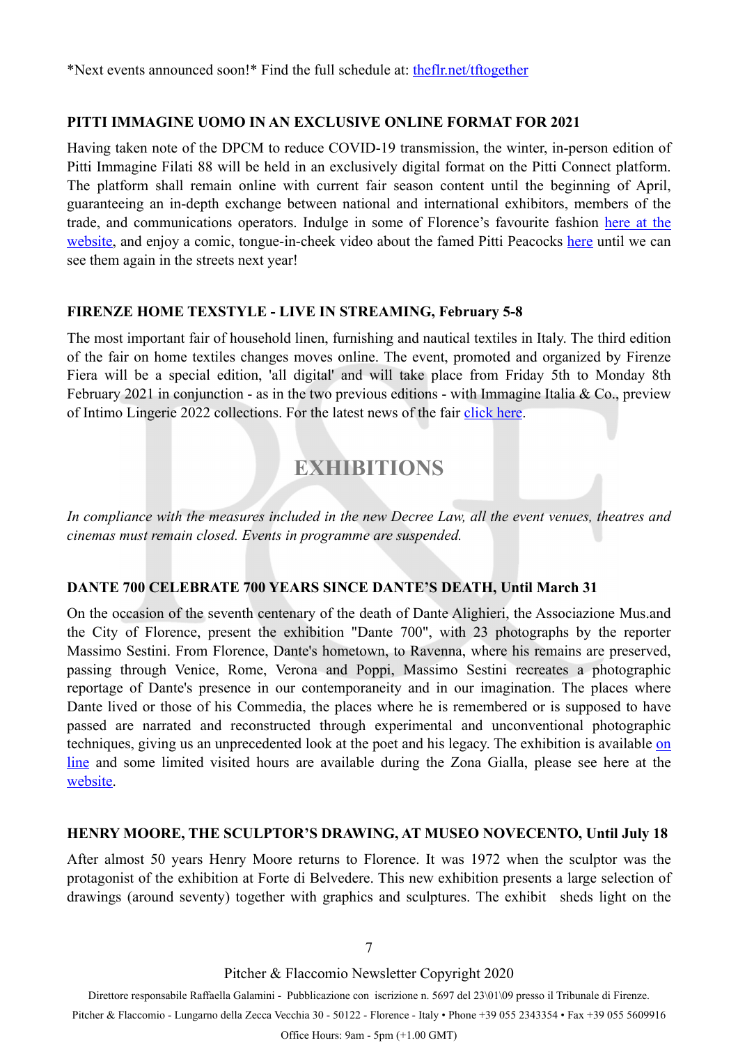*Next events announced soon!* Find the full schedule at: [theflr.net/tftogether](theflr.net/tftogether)

**PITTI IMMAGINE UOMO IN AN EXCLUSIVE ONLINE FORMAT FOR 2021**

Having taken note of the DPCM to reduce COVID-19 transmission, the winter, in-person edition of Pitti Immagine Filati 88 will be held in an exclusively digital format on the Pitti Connect platform. The platform shall remain online with current fair season content until the beginning of April, guaranteeing an in-depth exchange between national and international exhibitors, members of the trade, and communications operators. Indulge in some of Florence's favourite fashion here at the website, and enjoy a comic, tongue-in-cheek video about the famed Pitti Peacocks here until we can see them again in the streets next year!

**FIRENZE HOME TEXSTYLE - LIVE IN STREAMING, February 5-8**

The most important fair of household linen, furnishing and nautical textiles in Italy. The third edition of the fair on home textiles changes moves online. The event, promoted and organized by Firenze Fiera will be a special edition, 'all digital' and will take place from Friday 5th to Monday 8th February 2021 in conjunction - as in the two previous editions - with Immagine Italia & Co., preview of Intimo Lingerie 2022 collections. For the latest news of the fair click here.

## EXHIBITIONS

*In compliance with the measures included in the new Decree Law, all the event venues, theatres and cinemas must remain closed. Events in programme are suspended.*

**DANTE 700 CELEBRATE 700 YEARS SINCE DANTE'S DEATH, Until March 31**

On the occasion of the seventh centenary of the death of Dante Alighieri, the Associazione Mus.and the City of Florence, present the exhibition "Dante 700", with 23 photographs by the reporter Massimo Sestini. From Florence, Dante's hometown, to Ravenna, where his remains are preserved, passing through Venice, Rome, Verona and Poppi, Massimo Sestini recreates a photographic reportage of Dante's presence in our contemporaneity and in our imagination. The places where Dante lived or those of his Commedia, the places where he is remembered or is supposed to have passed are narrated and reconstructed through experimental and unconventional photographic techniques, giving us an unprecedented look at the poet and his legacy. The exhibition is available on line and some limited visited hours are available during the Zona Gialla, please see here at the website.

**HENRY MOORE, THE SCULPTOR'S DRAWING, AT MUSEO NOVECENTO, Until July 18**

After almost 50 years Henry Moore returns to Florence. It was 1972 when the sculptor was the protagonist of the exhibition at Forte di Belvedere. This new exhibition presents a large selection of drawings (around seventy) together with graphics and sculptures. The exhibit sheds light on the

Pitcher & Flaccomio Newsletter Copyright 2020

Direttore responsabile Raffaella Galamini - Pubblicazione con iscrizione n. 5697 del 23\01\09 presso il Tribunale di Firenze.

Pitcher & Flaccomio - Lungarno della Zecca Vecchia 30 - 50122 - Florence - Italy • Phone +39 055 2343354 • Fax +39 055 5609916

Office Hours: 9am - 5pm (+1.00 GMT)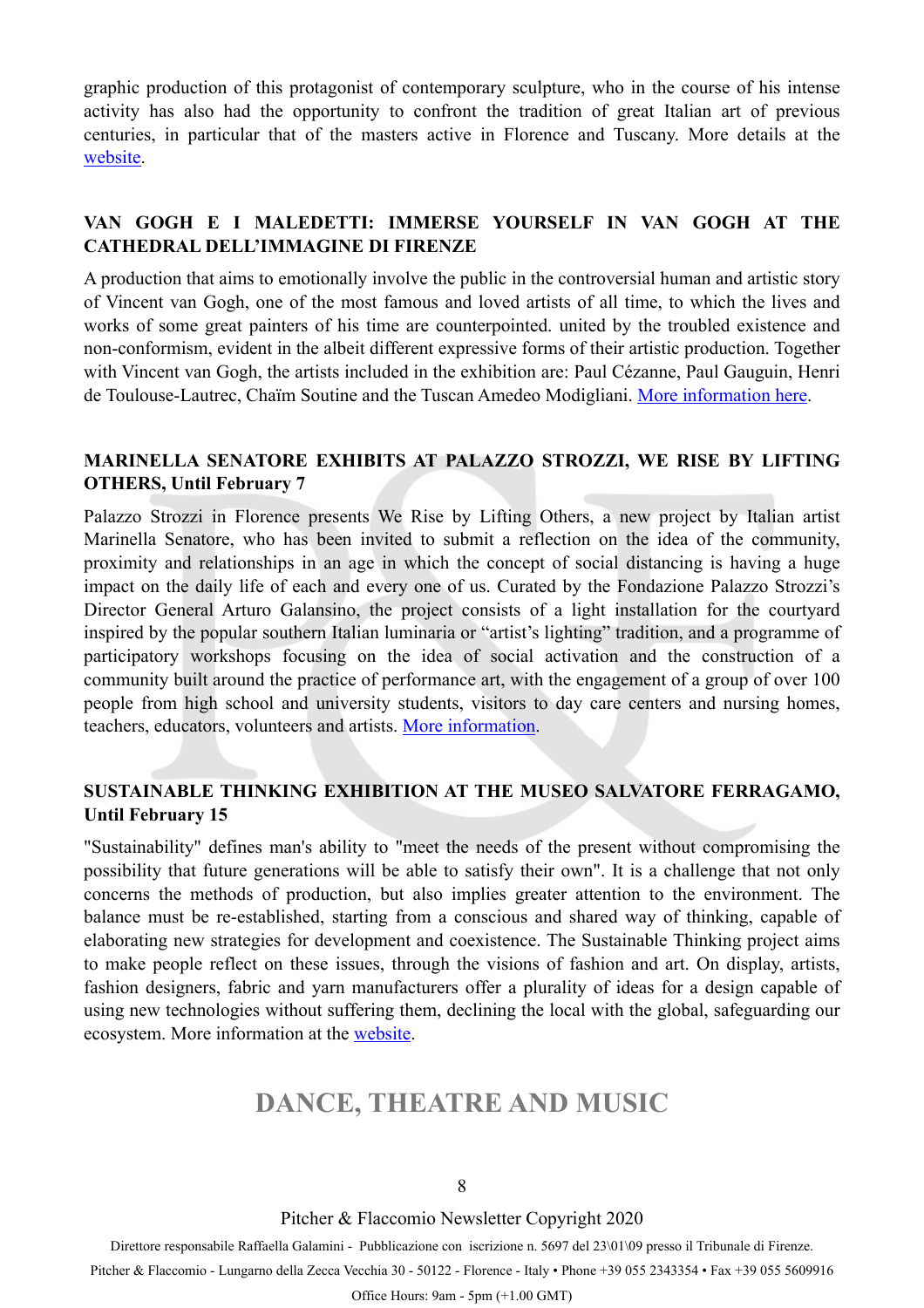graphic production of this protagonist of contemporary sculpture, who in the course of his intense activity has also had the opportunity to confront the tradition of great Italian art of previous centuries, in particular that of the masters active in Florence and Tuscany. More details at the website.

### VAN GOGH E I MALEDETTI: IMMERSE YOURSELF IN VAN GOGH AT THE CATHEDRAL DELL'IMMAGINE DI FIRENZE

A production that aims to emotionally involve the public in the controversial human and artistic story of Vincent van Gogh, one of the most famous and loved artists of all time, to which the lives and works of some great painters of his time are counterpointed. united by the troubled existence and non-conformism, evident in the albeit different expressive forms of their artistic production. Together with Vincent van Gogh, the artists included in the exhibition are: Paul Cézanne, Paul Gauguin, Henri de Toulouse-Lautrec, Chaïm Soutine and the Tuscan Amedeo Modigliani. More information here.

### MARINELLA SENATORE EXHIBITS AT PALAZZO STROZZI, WE RISE BY LIFTING OTHERS, Until February 7

Palazzo Strozzi in Florence presents We Rise by Lifting Others, a new project by Italian artist Marinella Senatore, who has been invited to submit a reflection on the idea of the community, proximity and relationships in an age in which the concept of social distancing is having a huge impact on the daily life of each and every one of us. Curated by the Fondazione Palazzo Strozzi's Director General Arturo Galansino, the project consists of a light installation for the courtyard inspired by the popular southern Italian luminaria or "artist's lighting" tradition, and a programme of participatory workshops focusing on the idea of social activation and the construction of a community built around the practice of performance art, with the engagement of a group of over 100 people from high school and university students, visitors to day care centers and nursing homes, teachers, educators, volunteers and artists. More information.

### SUSTAINABLE THINKING EXHIBITION AT THE MUSEO SALVATORE FERRAGAMO, Until February 15

"Sustainability" defines man's ability to "meet the needs of the present without compromising the possibility that future generations will be able to satisfy their own". It is a challenge that not only concerns the methods of production, but also implies greater attention to the environment. The balance must be re-established, starting from a conscious and shared way of thinking, capable of elaborating new strategies for development and coexistence. The Sustainable Thinking project aims to make people reflect on these issues, through the visions of fashion and art. On display, artists, fashion designers, fabric and yarn manufacturers offer a plurality of ideas for a design capable of using new technologies without suffering them, declining the local with the global, safeguarding our ecosystem. More information at the website.

## DANCE, THEATRE AND MUSIC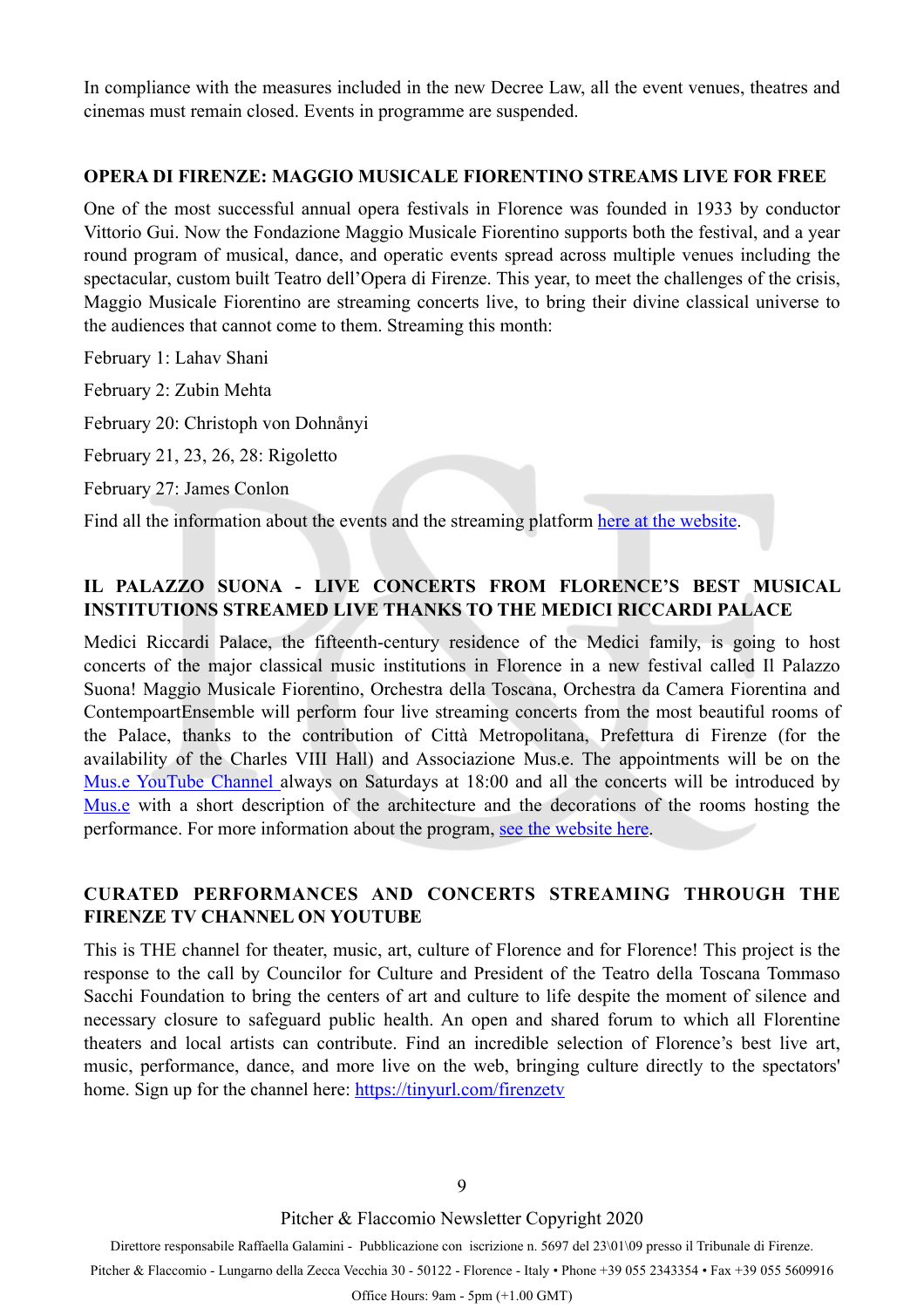In compliance with the measures included in the new Decree Law, all the event venues, theatres and cinemas must remain closed. Events in programme are suspended.

## OPERA DI FIRENZE: MAGGIO MUSICALE FIORENTINO STREAMS LIVE FOR FREE

One of the most successful annual opera festivals in Florence was founded in 1933 by conductor Vittorio Gui. Now the Fondazione Maggio Musicale Fiorentino supports both the festival, and a year round program of musical, dance, and operatic events spread across multiple venues including the spectacular, custom built Teatro dell'Opera di Firenze. This year, to meet the challenges of the crisis, Maggio Musicale Fiorentino are streaming concerts live, to bring their divine classical universe to the audiences that cannot come to them. Streaming this month:

February 1: Lahav Shani

February 2: Zubin Mehta

February 20: Christoph von Dohnånyi

February 21, 23, 26, 28: Rigoletto

February 27: James Conlon

Find all the information about the events and the streaming platform here at the website.

## IL PALAZZO SUONA - LIVE CONCERTS FROM FLORENCE'S BEST MUSICAL INSTITUTIONS STREAMED LIVE THANKS TO THE MEDICI RICCARDI PALACE

Medici Riccardi Palace, the fifteenth-century residence of the Medici family, is going to host concerts of the major classical music institutions in Florence in a new festival called Il Palazzo Suona! Maggio Musicale Fiorentino, Orchestra della Toscana, Orchestra da Camera Fiorentina and ContempoartEnsemble will perform four live streaming concerts from the most beautiful rooms of the Palace, thanks to the contribution of Città Metropolitana, Prefettura di Firenze (for the availability of the Charles VIII Hall) and Associazione Mus.e. The appointments will be on the Mus.e YouTube Channel always on Saturdays at 18:00 and all the concerts will be introduced by Mus.e with a short description of the architecture and the decorations of the rooms hosting the performance. For more information about the program, see the website here.

## CURATED PERFORMANCES AND CONCERTS STREAMING THROUGH THE FIRENZE TV CHANNEL ON YOUTUBE

This is THE channel for theater, music, art, culture of Florence and for Florence! This project is the response to the call by Councilor for Culture and President of the Teatro della Toscana Tommaso Sacchi Foundation to bring the centers of art and culture to life despite the moment of silence and necessary closure to safeguard public health. An open and shared forum to which all Florentine theaters and local artists can contribute. Find an incredible selection of Florence's best live art, music, performance, dance, and more live on the web, bringing culture directly to the spectators' home. Sign up for the channel here: https://tinyurl.com/firenzetv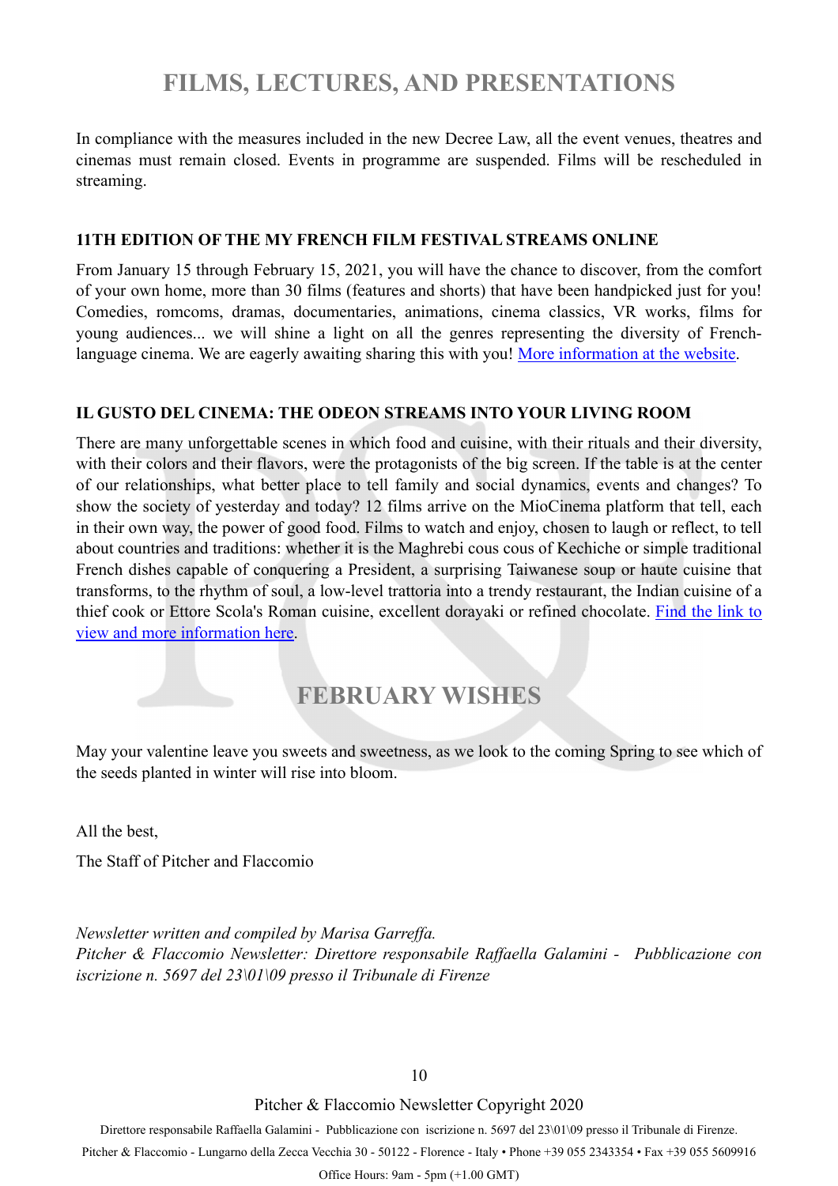# FILMS, LECTURES, AND PRESENTATIONS

In compliance with the measures included in the new Decree Law, all the event venues, theatres and cinemas must remain closed. Events in programme are suspended. Films will be rescheduled in streaming.

### 11TH EDITION OF THE MY FRENCH FILM FESTIVAL STREAMS ONLINE

From January 15 through February 15, 2021, you will have the chance to discover, from the comfort of your own home, more than 30 films (features and shorts) that have been handpicked just for you! Comedies, romcoms, dramas, documentaries, animations, cinema classics, VR works, films for young audiences... we will shine a light on all the genres representing the diversity of French-language cinema. We are eagerly awaiting sharing this with you! More information at the website.

### IL GUSTO DEL CINEMA: THE ODEON STREAMS INTO YOUR LIVING ROOM

There are many unforgettable scenes in which food and cuisine, with their rituals and their diversity, with their colors and their flavors, were the protagonists of the big screen. If the table is at the center of our relationships, what better place to tell family and social dynamics, events and changes? To show the society of yesterday and today? 12 films arrive on the MioCinema platform that tell, each in their own way, the power of good food. Films to watch and enjoy, chosen to laugh or reflect, to tell about countries and traditions: whether it is the Maghrebi cous cous of Kechiche or simple traditional French dishes capable of conquering a President, a surprising Taiwanese soup or haute cuisine that transforms, to the rhythm of soul, a low-level trattoria into a trendy restaurant, the Indian cuisine of a thief cook or Ettore Scola's Roman cuisine, excellent dorayaki or refined chocolate. Find the link to view and more information here.

# FEBRUARY WISHES

May your valentine leave you sweets and sweetness, as we look to the coming Spring to see which of the seeds planted in winter will rise into bloom.

All the best,

The Staff of Pitcher and Flaccomio

*Newsletter written and compiled by Marisa Garreffa.*
*Pitcher & Flaccomio Newsletter: Direttore responsabile Raffaella Galamini - Pubblicazione con iscrizione n. 5697 del 23\01\09 presso il Tribunale di Firenze*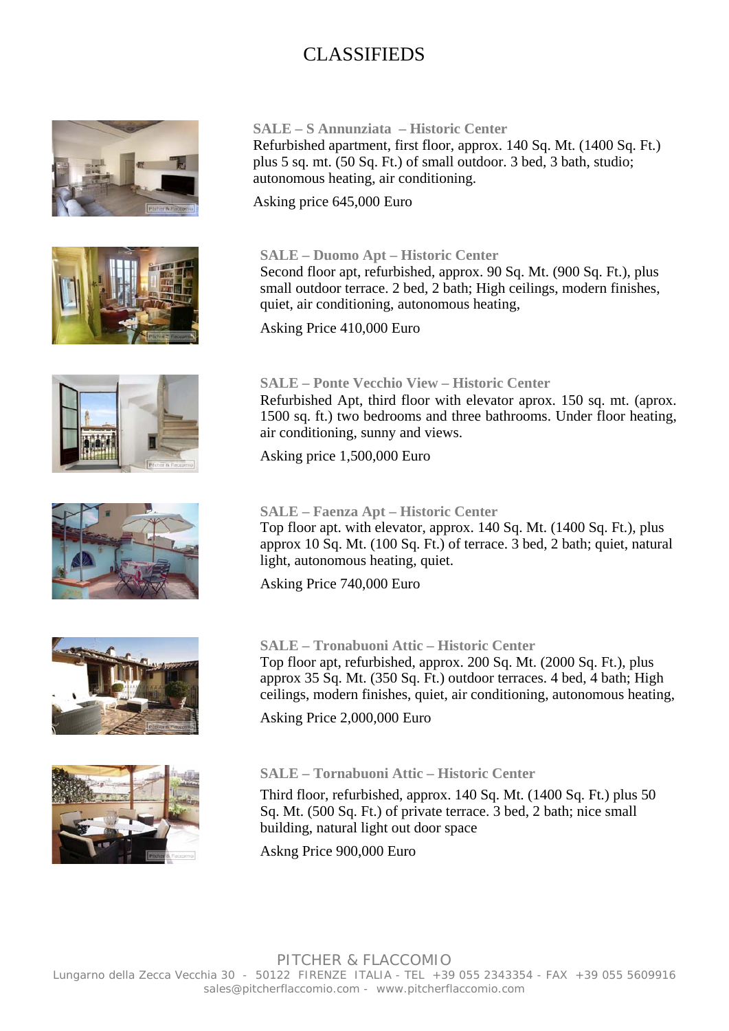# CLASSIFIEDS

**SALE – S Annunziata – Historic Center**

Refurbished apartment, first floor, approx. 140 Sq. Mt. (1400 Sq. Ft.) plus 5 sq. mt. (50 Sq. Ft.) of small outdoor. 3 bed, 3 bath, studio; autonomous heating, air conditioning.

Asking price 645,000 Euro

**SALE – Duomo Apt – Historic Center**

Second floor apt, refurbished, approx. 90 Sq. Mt. (900 Sq. Ft.), plus small outdoor terrace. 2 bed, 2 bath; High ceilings, modern finishes, quiet, air conditioning, autonomous heating,

Asking Price 410,000 Euro

**SALE – Ponte Vecchio View – Historic Center**

Refurbished Apt, third floor with elevator aprox. 150 sq. mt. (aprox. 1500 sq. ft.) two bedrooms and three bathrooms. Under floor heating, air conditioning, sunny and views.

Asking price 1,500,000 Euro

**SALE – Faenza Apt – Historic Center**

Top floor apt. with elevator, approx. 140 Sq. Mt. (1400 Sq. Ft.), plus approx 10 Sq. Mt. (100 Sq. Ft.) of terrace. 3 bed, 2 bath; quiet, natural light, autonomous heating, quiet.

Asking Price 740,000 Euro

**SALE – Tronabuoni Attic – Historic Center**

Top floor apt, refurbished, approx. 200 Sq. Mt. (2000 Sq. Ft.), plus approx 35 Sq. Mt. (350 Sq. Ft.) outdoor terraces. 4 bed, 4 bath; High ceilings, modern finishes, quiet, air conditioning, autonomous heating,

Asking Price 2,000,000 Euro

**SALE – Tornabuoni Attic – Historic Center**

Third floor, refurbished, approx. 140 Sq. Mt. (1400 Sq. Ft.) plus 50 Sq. Mt. (500 Sq. Ft.) of private terrace. 3 bed, 2 bath; nice small building, natural light out door space

Askng Price 900,000 Euro

PITCHER & FLACCOMIO

Lungarno della Zecca Vecchia 30 - 50122 FIRENZE ITALIA - TEL +39 055 2343354 - FAX +39 055 5609916
sales@pitcherflaccomio.com - www.pitcherflaccomio.com